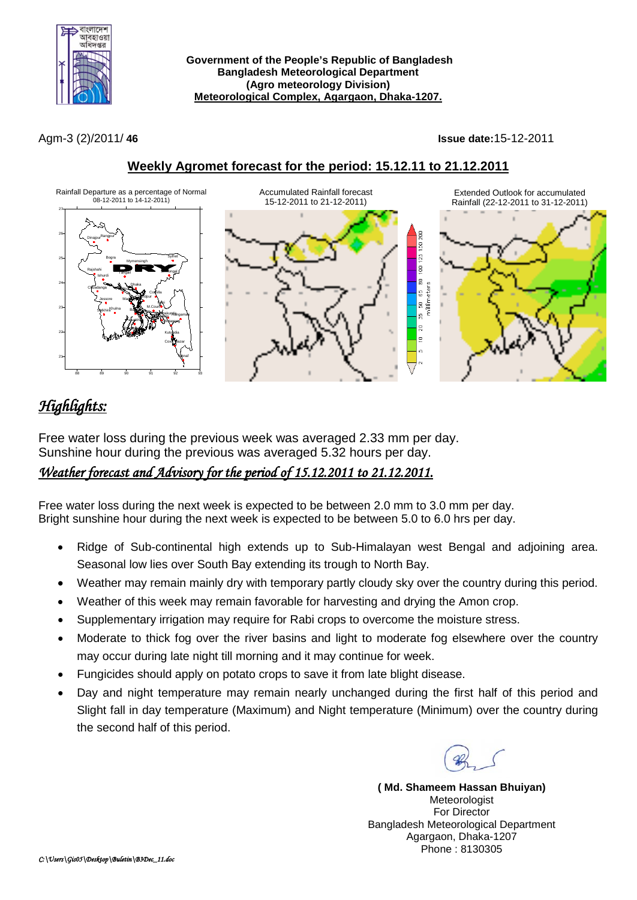**Government of the People's Republic of Bangladesh**
**Bangladesh Meteorological Department**
**(Agro meteorology Division)**
**Meteorological Complex, Agargaon, Dhaka-1207.**

Agm-3 (2)/2011/ **46**

**Issue date:**15-12-2011

## Weekly Agromet forecast for the period: 15.12.11 to 21.12.2011

Rainfall Departure as a percentage of Normal 08-12-2011 to 14-12-2011)

Accumulated Rainfall forecast 15-12-2011 to 21-12-2011)

Extended Outlook for accumulated Rainfall (22-12-2011 to 31-12-2011)

## *Highlights:*

Free water loss during the previous week was averaged 2.33 mm per day.
Sunshine hour during the previous was averaged 5.32 hours per day.

### *Weather forecast and Advisory for the period of 15.12.2011 to 21.12.2011.*

Free water loss during the next week is expected to be between 2.0 mm to 3.0 mm per day.
Bright sunshine hour during the next week is expected to be between 5.0 to 6.0 hrs per day.

- Ridge of Sub-continental high extends up to Sub-Himalayan west Bengal and adjoining area. Seasonal low lies over South Bay extending its trough to North Bay.
- Weather may remain mainly dry with temporary partly cloudy sky over the country during this period.
- Weather of this week may remain favorable for harvesting and drying the Amon crop.
- Supplementary irrigation may require for Rabi crops to overcome the moisture stress.
- Moderate to thick fog over the river basins and light to moderate fog elsewhere over the country may occur during late night till morning and it may continue for week.
- Fungicides should apply on potato crops to save it from late blight disease.
- Day and night temperature may remain nearly unchanged during the first half of this period and Slight fall in day temperature (Maximum) and Night temperature (Minimum) over the country during the second half of this period.

**( Md. Shameem Hassan Bhuiyan)**
Meteorologist
For Director
Bangladesh Meteorological Department
Agargaon, Dhaka-1207
Phone : 8130305

*C:\Users\Gis05\Desktop\Buletin\B3Dec_11.doc*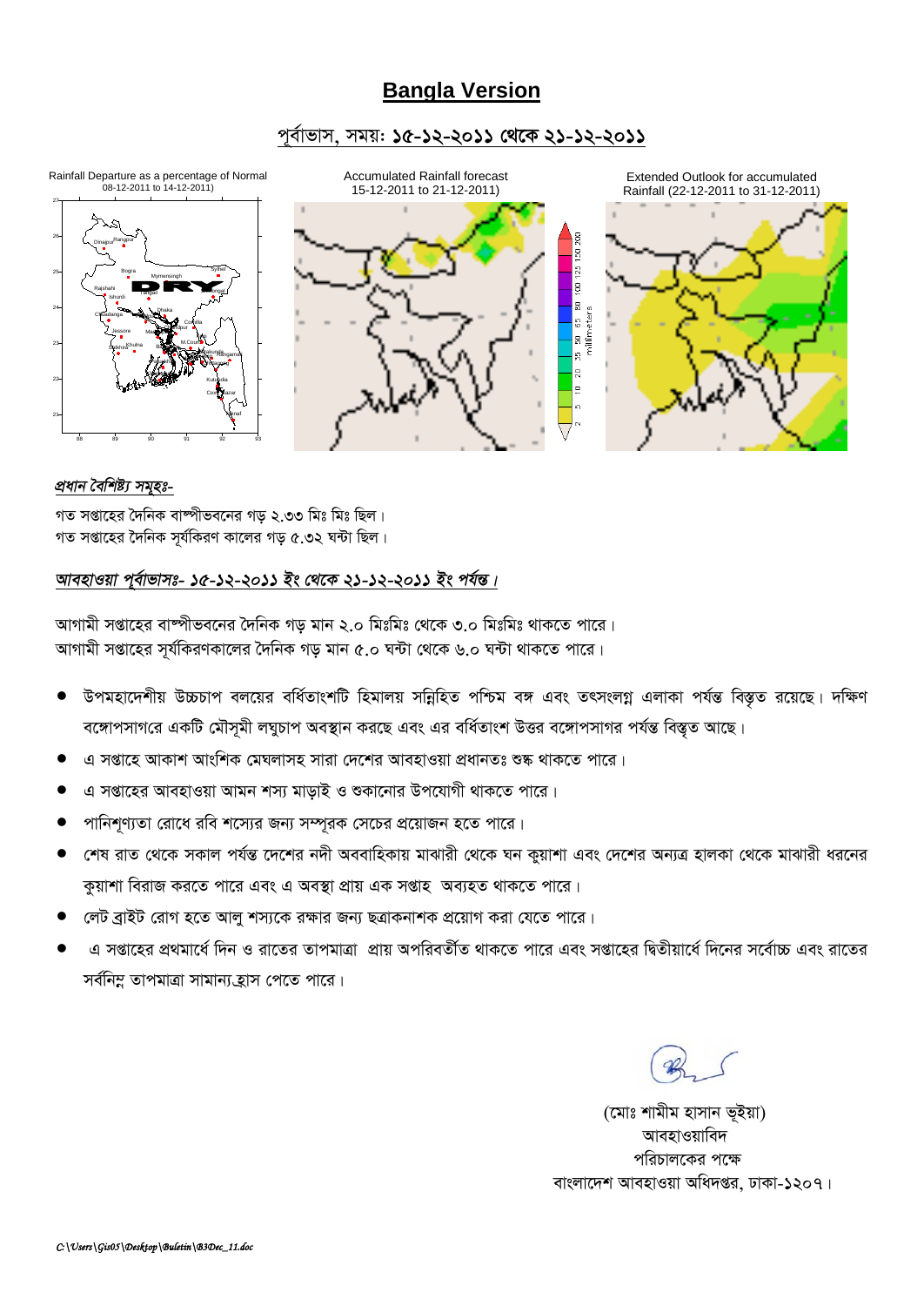# Bangla Version

## পূর্বাভাস, সময়: ১৫-১২-২০১১ থেকে ২১-১২-২০১১

Rainfall Departure as a percentage of Normal 08-12-2011 to 14-12-2011)

Accumulated Rainfall forecast 15-12-2011 to 21-12-2011)

Extended Outlook for accumulated Rainfall (22-12-2011 to 31-12-2011)

*প্রধান বৈশিষ্ট্য সমূহঃ-*

গত সপ্তাহের দৈনিক বাষ্পীভবনের গড় ২.৩৩ মিঃ মিঃ ছিল।
গত সপ্তাহের দৈনিক সূর্যকিরণ কালের গড় ৫.৩২ ঘন্টা ছিল।

*আবহাওয়া পূর্বাভাসঃ- ১৫-১২-২০১১ ইং থেকে ২১-১২-২০১১ ইং পর্যন্ত।*

আগামী সপ্তাহের বাষ্পীভবনের দৈনিক গড় মান ২.০ মিঃমিঃ থেকে ৩.০ মিঃমিঃ থাকতে পারে।
আগামী সপ্তাহের সূর্যকিরণকালের দৈনিক গড় মান ৫.০ ঘন্টা থেকে ৬.০ ঘন্টা থাকতে পারে।

- উপমহাদেশীয় উচ্চচাপ বলয়ের বর্ধিতাংশটি হিমালয় সন্নিহিত পশ্চিম বঙ্গ এবং তৎসংলগ্ন এলাকা পর্যন্ত বিস্তৃত রয়েছে। দক্ষিণ বঙ্গোপসাগরে একটি মৌসুমী লঘুচাপ অবস্থান করছে এবং এর বর্ধিতাংশ উত্তর বঙ্গোপসাগর পর্যন্ত বিস্তৃত আছে।
- এ সপ্তাহে আকাশ আংশিক মেঘলাসহ সারা দেশের আবহাওয়া প্রধানতঃ শুষ্ক থাকতে পারে।
- এ সপ্তাহের আবহাওয়া আমন শস্য মাড়াই ও শুকানোর উপযোগী থাকতে পারে।
- পানিশূণ্যতা রোধে রবি শস্যের জন্য সম্পূরক সেচের প্রয়োজন হতে পারে।
- শেষ রাত থেকে সকাল পর্যন্ত দেশের নদী অববাহিকায় মাঝারী থেকে ঘন কুয়াশা এবং দেশের অন্যত্র হালকা থেকে মাঝারী ধরনের কুয়াশা বিরাজ করতে পারে এবং এ অবস্থা প্রায় এক সপ্তাহ অব্যহত থাকতে পারে।
- লেট ব্রাইট রোগ হতে আলু শস্যকে রক্ষার জন্য ছত্রাকনাশক প্রয়োগ করা যেতে পারে।
- এ সপ্তাহের প্রথমার্ধে দিন ও রাতের তাপমাত্রা প্রায় অপরিবর্তীত থাকতে পারে এবং সপ্তাহের দ্বিতীয়ার্ধে দিনের সর্বোচ্চ এবং রাতের সর্বনিম্ন তাপমাত্রা সামান্য হ্রাস পেতে পারে।

(মোঃ শামীম হাসান ভূইয়া)
আবহাওয়াবিদ
পরিচালকের পক্ষে
বাংলাদেশ আবহাওয়া অধিদপ্তর, ঢাকা-১২০৭।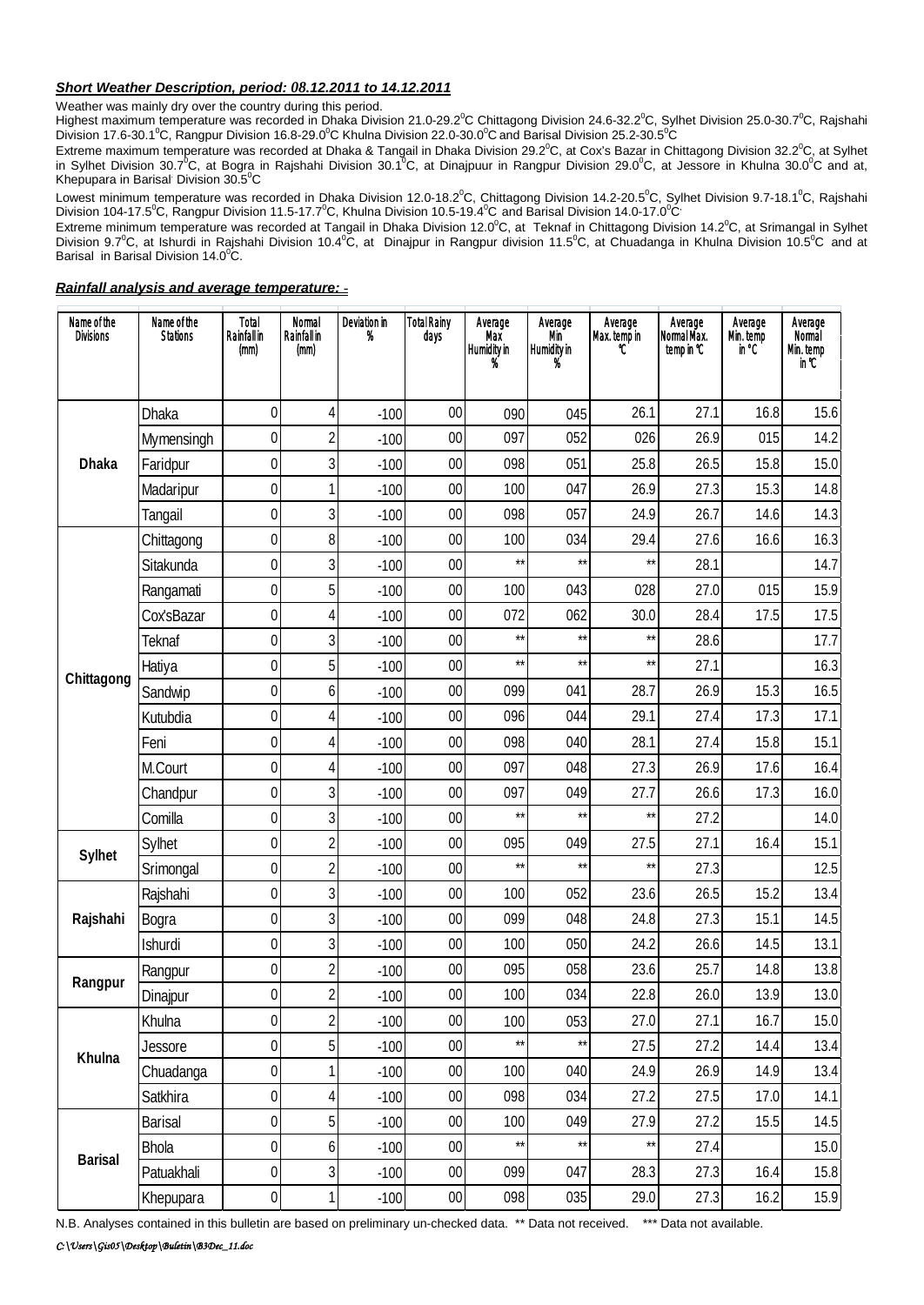***Short Weather Description, period: 08.12.2011 to 14.12.2011***

Weather was mainly dry over the country during this period.

Highest maximum temperature was recorded in Dhaka Division 21.0-29.2$^{0}$C Chittagong Division 24.6-32.2$^{0}$C, Sylhet Division 25.0-30.7$^{0}$C, Rajshahi Division 17.6-30.1$^{0}$C, Rangpur Division 16.8-29.0$^{0}$C Khulna Division 22.0-30.0$^{0}$C and Barisal Division 25.2-30.5$^{0}$C

Extreme maximum temperature was recorded at Dhaka & Tangail in Dhaka Division 29.2$^{0}$C, at Cox's Bazar in Chittagong Division 32.2$^{0}$C, at Sylhet in Sylhet Division 30.7$^{0}$C, at Bogra in Rajshahi Division 30.1$^{0}$C, at Dinajpuur in Rangpur Division 29.0$^{0}$C, at Jessore in Khulna 30.0$^{0}$C and at, Khepupara in Barisal Division 30.5$^{0}$C

Lowest minimum temperature was recorded in Dhaka Division 12.0-18.2$^{0}$C, Chittagong Division 14.2-20.5$^{0}$C, Sylhet Division 9.7-18.1$^{0}$C, Rajshahi Division 104-17.5$^{0}$C, Rangpur Division 11.5-17.7$^{0}$C, Khulna Division 10.5-19.4$^{0}$C and Barisal Division 14.0-17.0$^{0}$C.

Extreme minimum temperature was recorded at Tangail in Dhaka Division 12.0$^{0}$C, at Teknaf in Chittagong Division 14.2$^{0}$C, at Srimangal in Sylhet Division 9.7$^{0}$C, at Ishurdi in Rajshahi Division 10.4$^{0}$C, at Dinajpur in Rangpur division 11.5$^{0}$C, at Chuadanga in Khulna Division 10.5$^{0}$C and at Barisal in Barisal Division 14.0$^{0}$C.

***Rainfall analysis and average temperature: -***

| Name of the Divisions | Name of the Stations | Total Rainfall in (mm) | Normal Rainfall in (mm) | Deviation in % | Total Rainy days | Average Max Humidity in % | Average Min Humidity in % | Average Max. temp in ℃ | Average Normal Max. temp in ℃ | Average Min. temp in °C | Average Normal Min. temp in ℃ |
|---|---|---|---|---|---|---|---|---|---|---|---|
| Dhaka | Dhaka | 0 | 4 | -100 | 00 | 090 | 045 | 26.1 | 27.1 | 16.8 | 15.6 |
| | Mymensingh | 0 | 2 | -100 | 00 | 097 | 052 | 026 | 26.9 | 015 | 14.2 |
| | Faridpur | 0 | 3 | -100 | 00 | 098 | 051 | 25.8 | 26.5 | 15.8 | 15.0 |
| | Madaripur | 0 | 1 | -100 | 00 | 100 | 047 | 26.9 | 27.3 | 15.3 | 14.8 |
| | Tangail | 0 | 3 | -100 | 00 | 098 | 057 | 24.9 | 26.7 | 14.6 | 14.3 |
| Chittagong | Chittagong | 0 | 8 | -100 | 00 | 100 | 034 | 29.4 | 27.6 | 16.6 | 16.3 |
| | Sitakunda | 0 | 3 | -100 | 00 | ** | ** | ** | 28.1 | | 14.7 |
| | Rangamati | 0 | 5 | -100 | 00 | 100 | 043 | 028 | 27.0 | 015 | 15.9 |
| | Cox'sBazar | 0 | 4 | -100 | 00 | 072 | 062 | 30.0 | 28.4 | 17.5 | 17.5 |
| | Teknaf | 0 | 3 | -100 | 00 | ** | ** | ** | 28.6 | | 17.7 |
| | Hatiya | 0 | 5 | -100 | 00 | ** | ** | ** | 27.1 | | 16.3 |
| | Sandwip | 0 | 6 | -100 | 00 | 099 | 041 | 28.7 | 26.9 | 15.3 | 16.5 |
| | Kutubdia | 0 | 4 | -100 | 00 | 096 | 044 | 29.1 | 27.4 | 17.3 | 17.1 |
| | Feni | 0 | 4 | -100 | 00 | 098 | 040 | 28.1 | 27.4 | 15.8 | 15.1 |
| | M.Court | 0 | 4 | -100 | 00 | 097 | 048 | 27.3 | 26.9 | 17.6 | 16.4 |
| | Chandpur | 0 | 3 | -100 | 00 | 097 | 049 | 27.7 | 26.6 | 17.3 | 16.0 |
| | Comilla | 0 | 3 | -100 | 00 | ** | ** | ** | 27.2 | | 14.0 |
| Sylhet | Sylhet | 0 | 2 | -100 | 00 | 095 | 049 | 27.5 | 27.1 | 16.4 | 15.1 |
| | Srimongal | 0 | 2 | -100 | 00 | ** | ** | ** | 27.3 | | 12.5 |
| Rajshahi | Rajshahi | 0 | 3 | -100 | 00 | 100 | 052 | 23.6 | 26.5 | 15.2 | 13.4 |
| | Bogra | 0 | 3 | -100 | 00 | 099 | 048 | 24.8 | 27.3 | 15.1 | 14.5 |
| | Ishurdi | 0 | 3 | -100 | 00 | 100 | 050 | 24.2 | 26.6 | 14.5 | 13.1 |
| Rangpur | Rangpur | 0 | 2 | -100 | 00 | 095 | 058 | 23.6 | 25.7 | 14.8 | 13.8 |
| | Dinajpur | 0 | 2 | -100 | 00 | 100 | 034 | 22.8 | 26.0 | 13.9 | 13.0 |
| Khulna | Khulna | 0 | 2 | -100 | 00 | 100 | 053 | 27.0 | 27.1 | 16.7 | 15.0 |
| | Jessore | 0 | 5 | -100 | 00 | ** | ** | 27.5 | 27.2 | 14.4 | 13.4 |
| | Chuadanga | 0 | 1 | -100 | 00 | 100 | 040 | 24.9 | 26.9 | 14.9 | 13.4 |
| | Satkhira | 0 | 4 | -100 | 00 | 098 | 034 | 27.2 | 27.5 | 17.0 | 14.1 |
| Barisal | Barisal | 0 | 5 | -100 | 00 | 100 | 049 | 27.9 | 27.2 | 15.5 | 14.5 |
| | Bhola | 0 | 6 | -100 | 00 | ** | ** | ** | 27.4 | | 15.0 |
| | Patuakhali | 0 | 3 | -100 | 00 | 099 | 047 | 28.3 | 27.3 | 16.4 | 15.8 |
| | Khepupara | 0 | 1 | -100 | 00 | 098 | 035 | 29.0 | 27.3 | 16.2 | 15.9 |

N.B. Analyses contained in this bulletin are based on preliminary un-checked data. ** Data not received. *** Data not available.

*C:\Users\Gis05\Desktop\Buletin\B3Dec_11.doc*